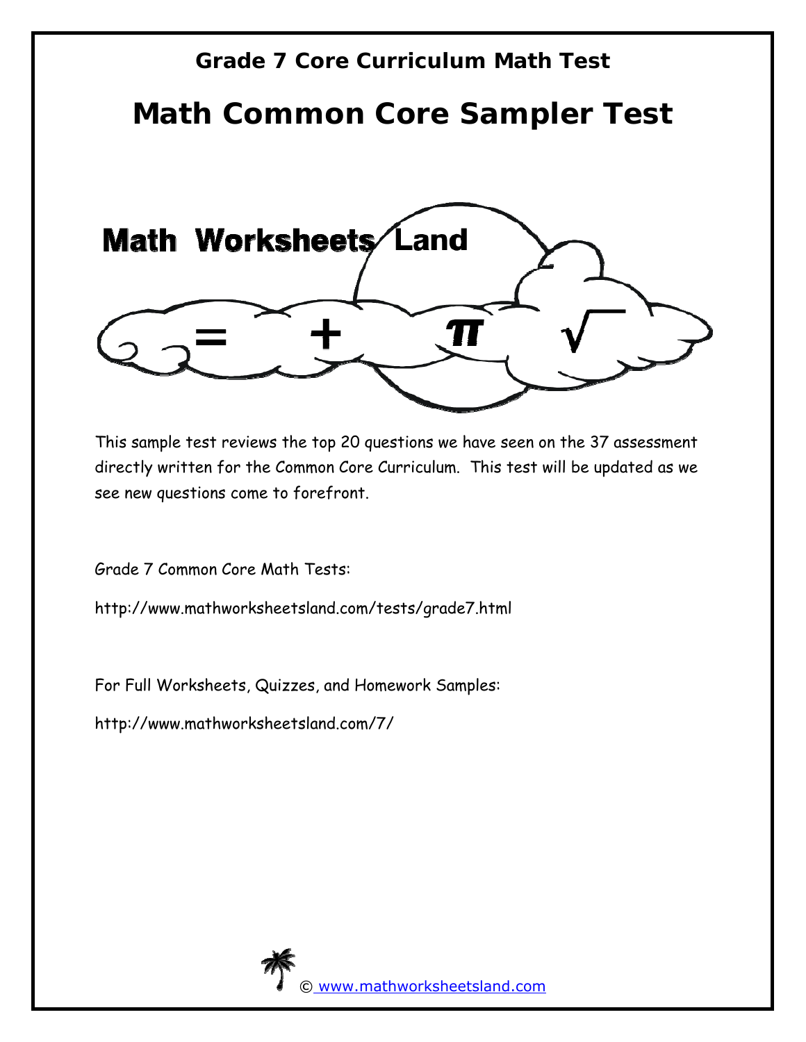## Grade 7 Core Curriculum Math Test

# Math Common Core Sampler Test

This sample test reviews the top 20 questions we have seen on the 37 assessment directly written for the Common Core Curriculum. This test will be updated as we see new questions come to forefront.

Grade 7 Common Core Math Tests:

http://www.mathworksheetsland.com/tests/grade7.html

For Full Worksheets, Quizzes, and Homework Samples:

http://www.mathworksheetsland.com/7/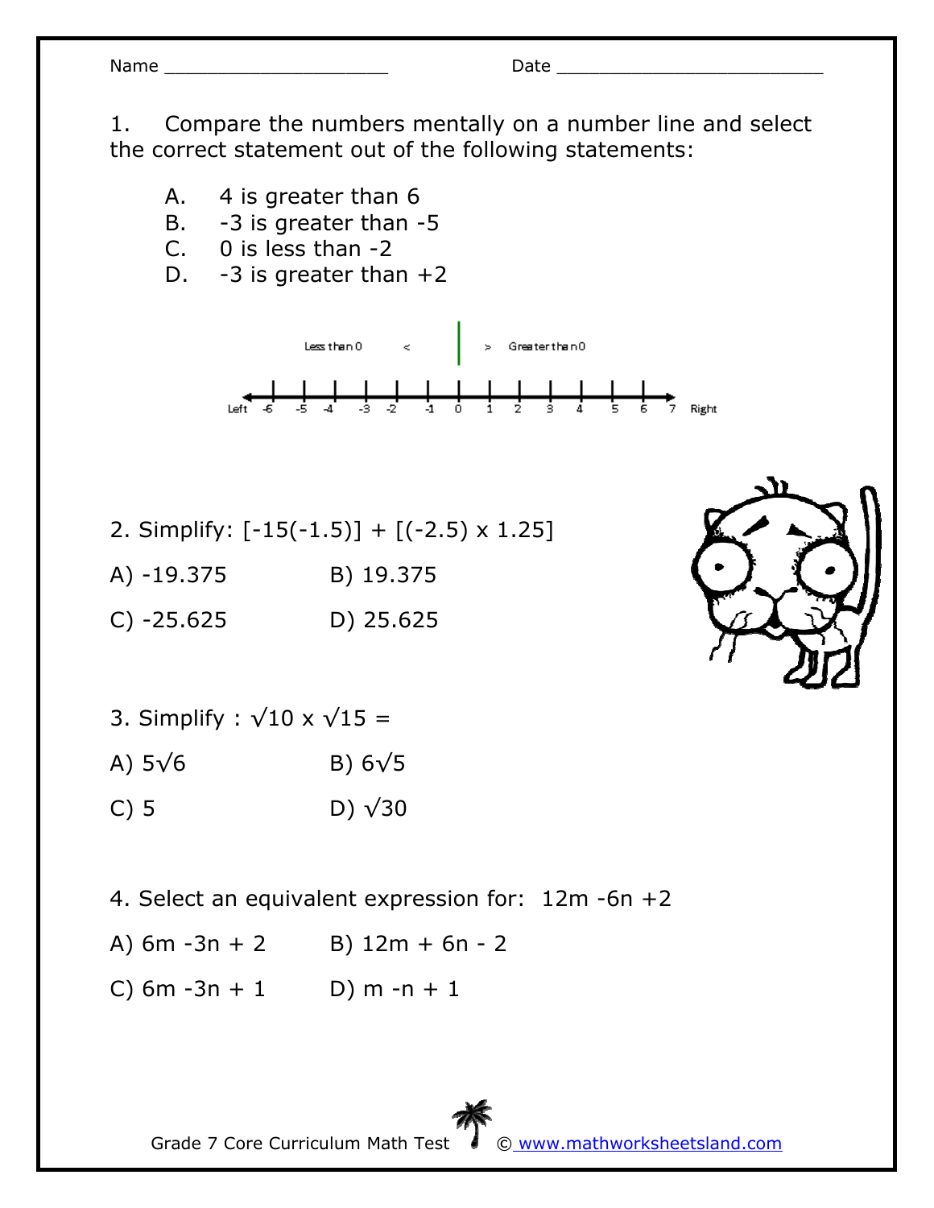Name ____________________ Date ________________________

1. Compare the numbers mentally on a number line and select the correct statement out of the following statements:

A. 4 is greater than 6
B. -3 is greater than -5
C. 0 is less than -2
D. -3 is greater than +2

Less than 0 < > Greater than 0

Left -6 -5 -4 -3 -2 -1 0 1 2 3 4 5 6 7 Right

2. Simplify: $[-15(-1.5)] + [(-2.5) \times 1.25]$

A) -19.375 B) 19.375

C) -25.625 D) 25.625

3. Simplify : $\sqrt{10} \times \sqrt{15} =$

A) $5\sqrt{6}$ B) $6\sqrt{5}$

C) 5 D) $\sqrt{30}$

4. Select an equivalent expression for: $12m - 6n + 2$

A) $6m - 3n + 2$ B) $12m + 6n - 2$

C) $6m - 3n + 1$ D) $m - n + 1$

Grade 7 Core Curriculum Math Test © www.mathworksheetsland.com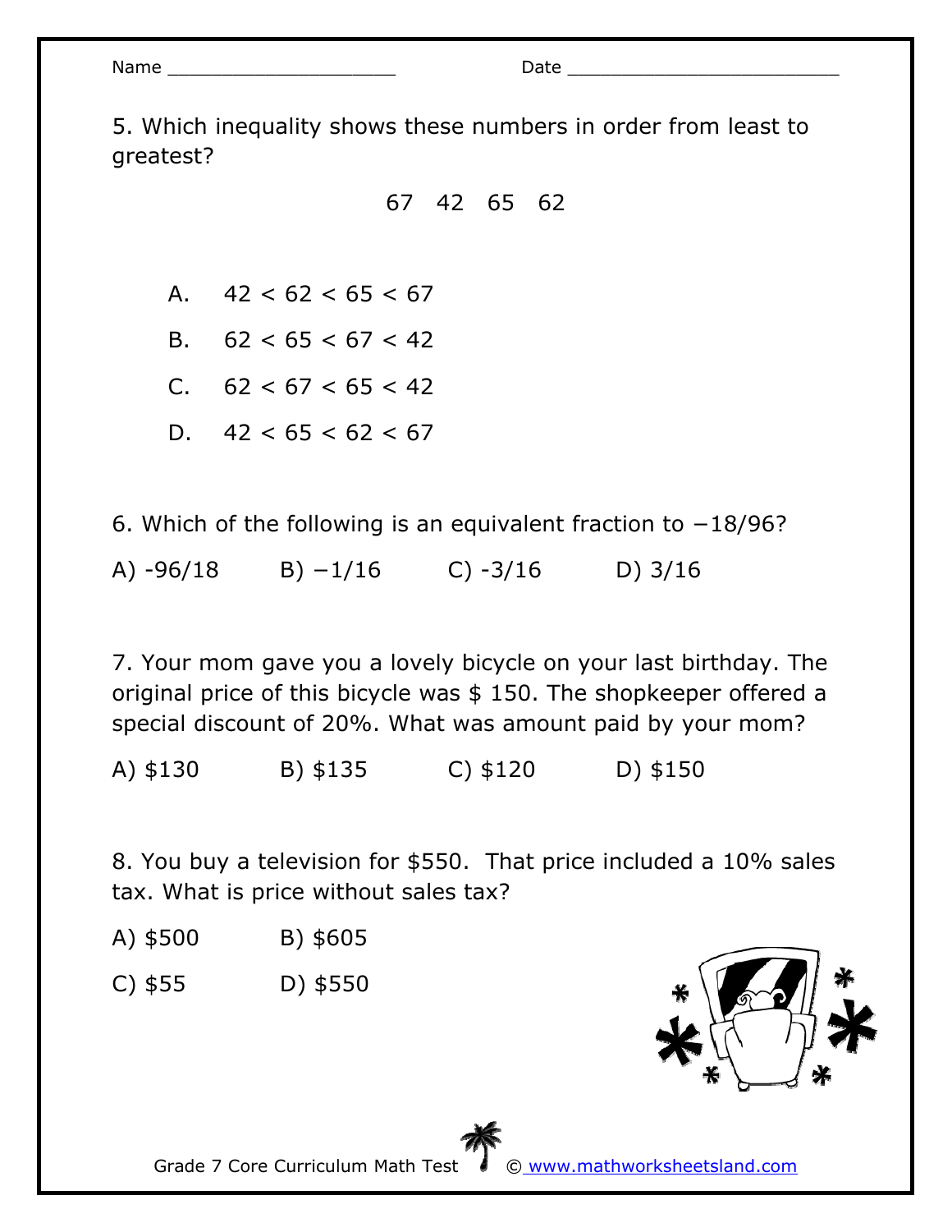Name ____________________ Date ________________________

5. Which inequality shows these numbers in order from least to greatest?

67 42 65 62

A. $42 < 62 < 65 < 67$

B. $62 < 65 < 67 < 42$

C. $62 < 67 < 65 < 42$

D. $42 < 65 < 62 < 67$

6. Which of the following is an equivalent fraction to $-18/96$?

A) $-96/18$ B) $-1/16$ C) $-3/16$ D) $3/16$

7. Your mom gave you a lovely bicycle on your last birthday. The original price of this bicycle was $ 150. The shopkeeper offered a special discount of 20%. What was amount paid by your mom?

A) $130 B) $135 C) $120 D) $150

8. You buy a television for $550. That price included a 10% sales tax. What is price without sales tax?

A) $500 B) $605

C) $55 D) $550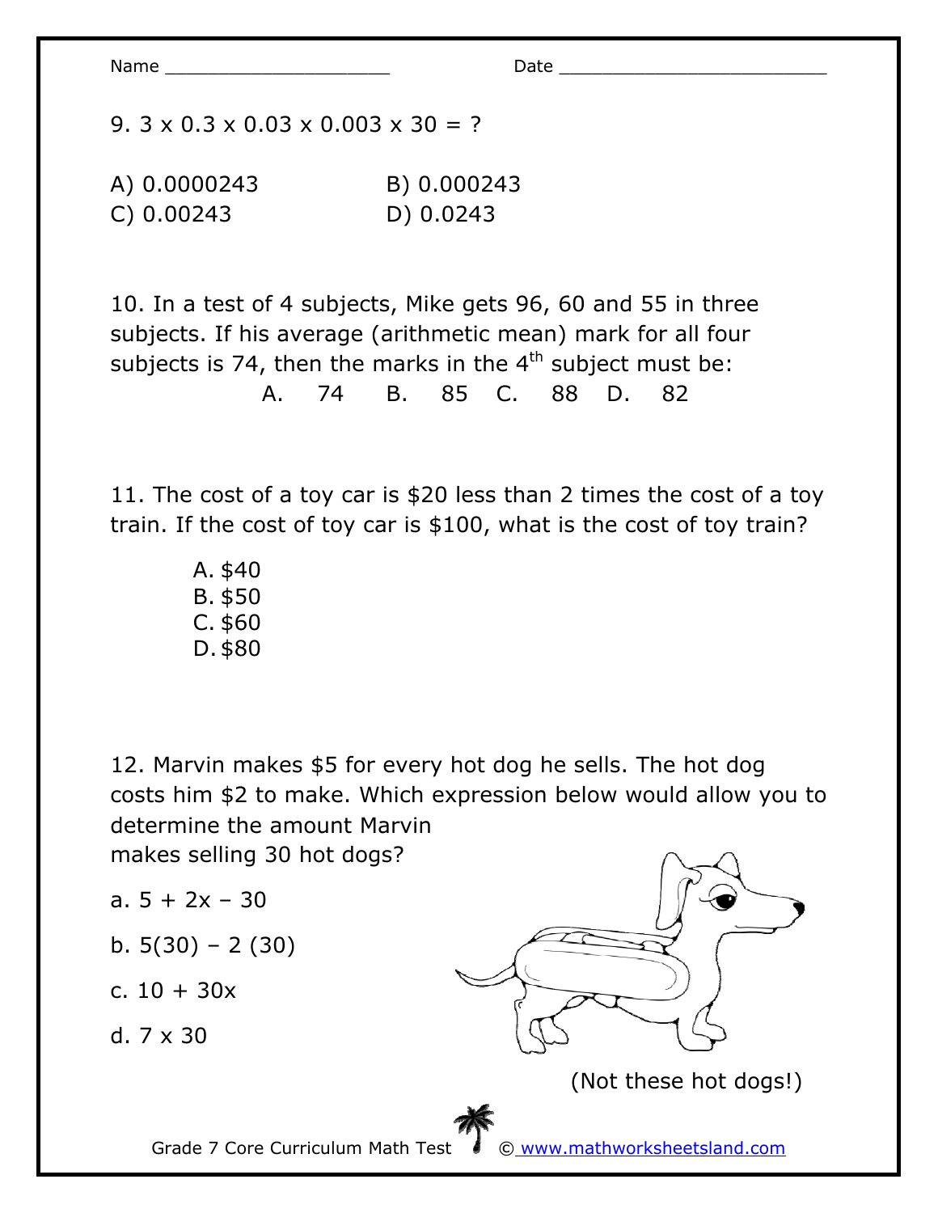Name ______________________ Date ___________________________

9. $3 \times 0.3 \times 0.03 \times 0.003 \times 30 = ?$

A) 0.0000243 B) 0.000243
C) 0.00243 D) 0.0243

10. In a test of 4 subjects, Mike gets 96, 60 and 55 in three subjects. If his average (arithmetic mean) mark for all four subjects is 74, then the marks in the 4th subject must be:

A. 74 B. 85 C. 88 D. 82

11. The cost of a toy car is $20 less than 2 times the cost of a toy train. If the cost of toy car is $100, what is the cost of toy train?

A. $40
B. $50
C. $60
D. $80

12. Marvin makes $5 for every hot dog he sells. The hot dog costs him $2 to make. Which expression below would allow you to determine the amount Marvin makes selling 30 hot dogs?

a. $5 + 2x - 30$

b. $5(30) - 2(30)$

c. $10 + 30x$

d. $7 \times 30$

(Not these hot dogs!)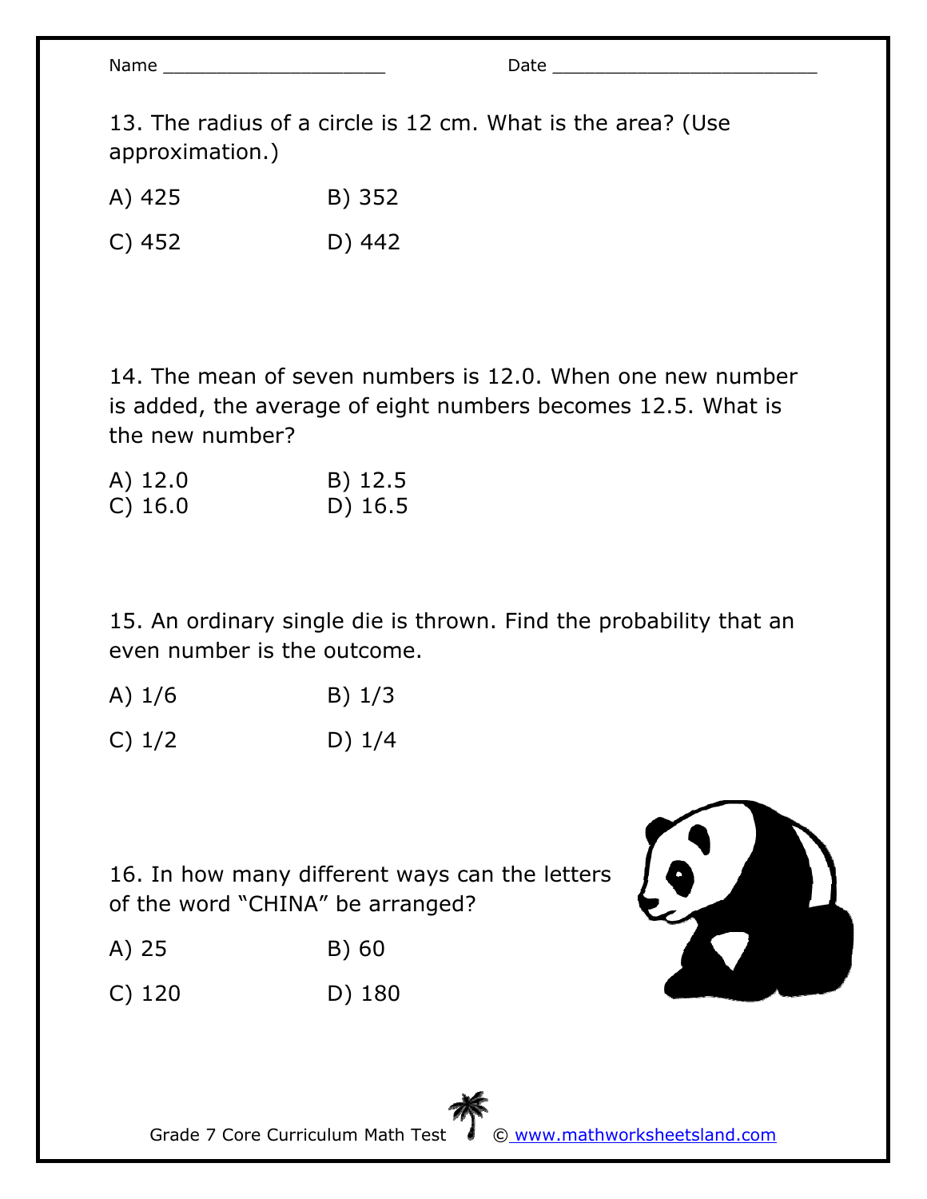Name ____________________ Date ________________________

13. The radius of a circle is 12 cm. What is the area? (Use approximation.)

A) 425 B) 352

C) 452 D) 442

14. The mean of seven numbers is 12.0. When one new number is added, the average of eight numbers becomes 12.5. What is the new number?

A) 12.0 B) 12.5
C) 16.0 D) 16.5

15. An ordinary single die is thrown. Find the probability that an even number is the outcome.

A) 1/6 B) 1/3

C) 1/2 D) 1/4

16. In how many different ways can the letters of the word "CHINA" be arranged?

A) 25 B) 60

C) 120 D) 180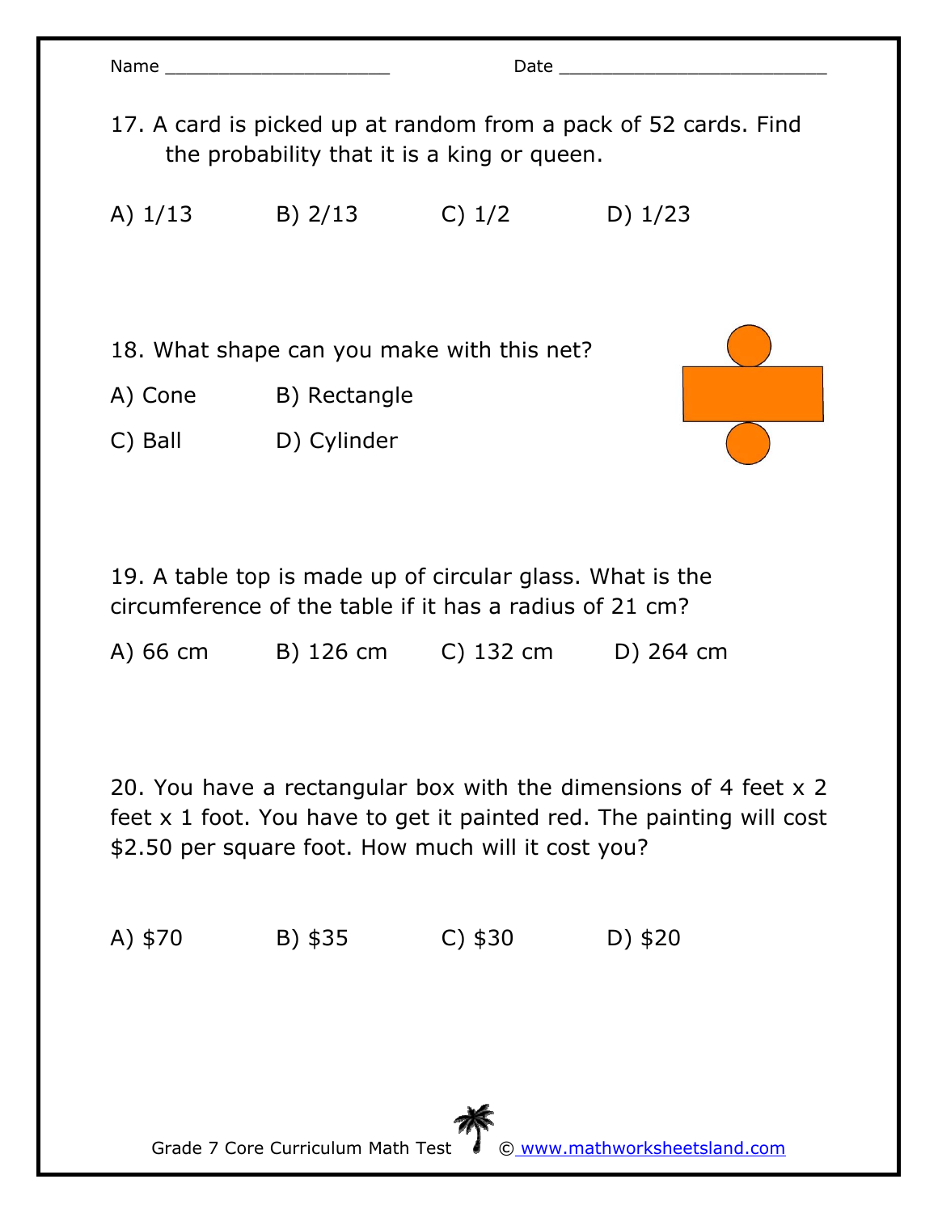Name ____________________ Date ________________________

17. A card is picked up at random from a pack of 52 cards. Find the probability that it is a king or queen.

A) 1/13 B) 2/13 C) 1/2 D) 1/23

18. What shape can you make with this net?

A) Cone B) Rectangle

C) Ball D) Cylinder

19. A table top is made up of circular glass. What is the circumference of the table if it has a radius of 21 cm?

A) 66 cm B) 126 cm C) 132 cm D) 264 cm

20. You have a rectangular box with the dimensions of 4 feet x 2 feet x 1 foot. You have to get it painted red. The painting will cost $2.50 per square foot. How much will it cost you?

A) $70 B) $35 C) $30 D) $20

Grade 7 Core Curriculum Math Test © www.mathworksheetsland.com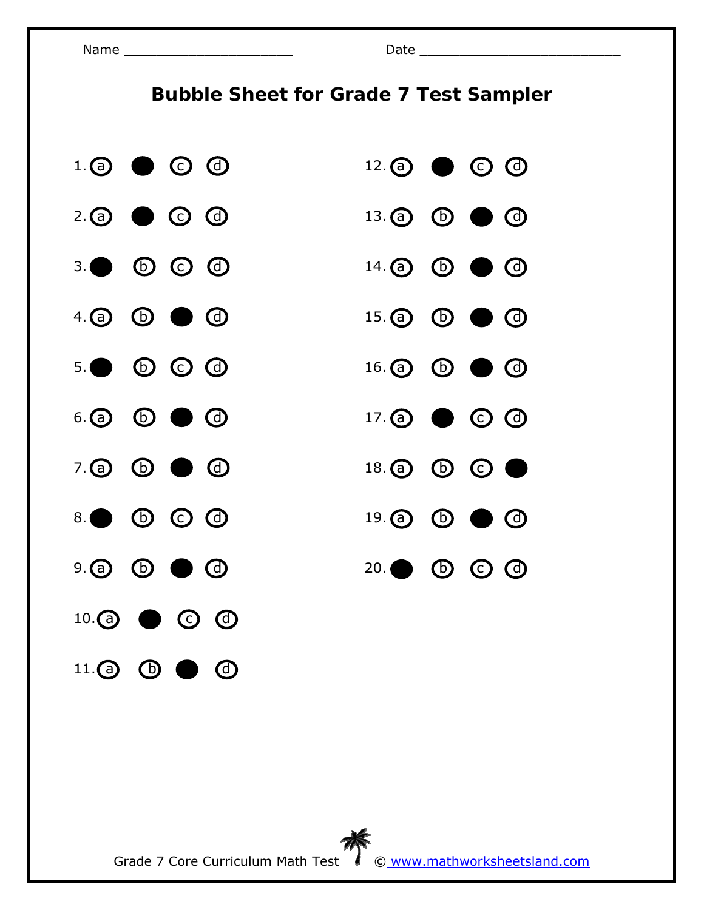Name ______________________ Date ___________________________

# Bubble Sheet for Grade 7 Test Sampler

| Question | a | b | c | d |
|---|---|---|---|---|
| 1. | a | ● | c | d |
| 2. | a | ● | c | d |
| 3. | ● | b | c | d |
| 4. | a | b | ● | d |
| 5. | ● | b | c | d |
| 6. | a | b | ● | d |
| 7. | a | b | ● | d |
| 8. | ● | b | c | d |
| 9. | a | b | ● | d |
| 10. | a | ● | c | d |
| 11. | a | b | ● | d |
| 12. | a | ● | c | d |
| 13. | a | b | ● | d |
| 14. | a | b | ● | d |
| 15. | a | b | ● | d |
| 16. | a | b | ● | d |
| 17. | a | ● | c | d |
| 18. | a | b | c | ● |
| 19. | a | b | ● | d |
| 20. | ● | b | c | d |

Grade 7 Core Curriculum Math Test © www.mathworksheetsland.com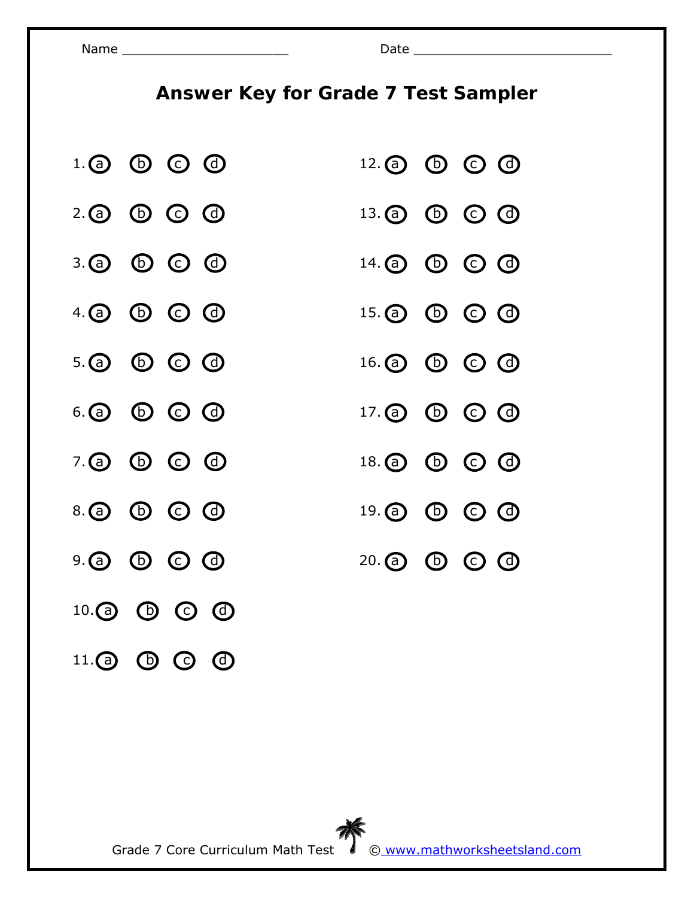Name ______________________ Date ___________________________

# Answer Key for Grade 7 Test Sampler

1. ⓐ ⓑ ⓒ ⓓ
2. ⓐ ⓑ ⓒ ⓓ
3. ⓐ ⓑ ⓒ ⓓ
4. ⓐ ⓑ ⓒ ⓓ
5. ⓐ ⓑ ⓒ ⓓ
6. ⓐ ⓑ ⓒ ⓓ
7. ⓐ ⓑ ⓒ ⓓ
8. ⓐ ⓑ ⓒ ⓓ
9. ⓐ ⓑ ⓒ ⓓ
10. ⓐ ⓑ ⓒ ⓓ
11. ⓐ ⓑ ⓒ ⓓ
12. ⓐ ⓑ ⓒ ⓓ
13. ⓐ ⓑ ⓒ ⓓ
14. ⓐ ⓑ ⓒ ⓓ
15. ⓐ ⓑ ⓒ ⓓ
16. ⓐ ⓑ ⓒ ⓓ
17. ⓐ ⓑ ⓒ ⓓ
18. ⓐ ⓑ ⓒ ⓓ
19. ⓐ ⓑ ⓒ ⓓ
20. ⓐ ⓑ ⓒ ⓓ

Grade 7 Core Curriculum Math Test © www.mathworksheetsland.com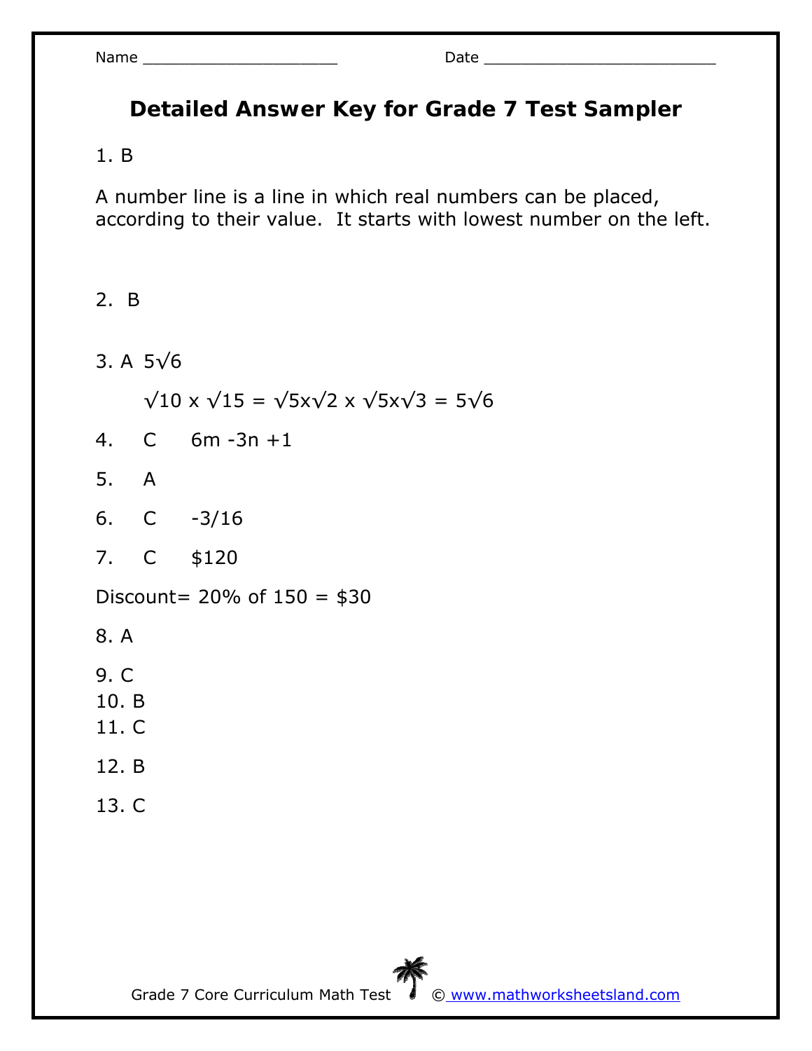Name ______________________ Date ___________________________

# Detailed Answer Key for Grade 7 Test Sampler

1. B

A number line is a line in which real numbers can be placed, according to their value. It starts with lowest number on the left.

2. B

3. A $5\sqrt{6}$

   $\sqrt{10} \times \sqrt{15} = \sqrt{5}\times\sqrt{2} \times \sqrt{5}\times\sqrt{3} = 5\sqrt{6}$

4. C $6m - 3n + 1$

5. A

6. C $-3/16$

7. C $120

Discount= 20% of 150 = $30

8. A

9. C

10. B

11. C

12. B

13. C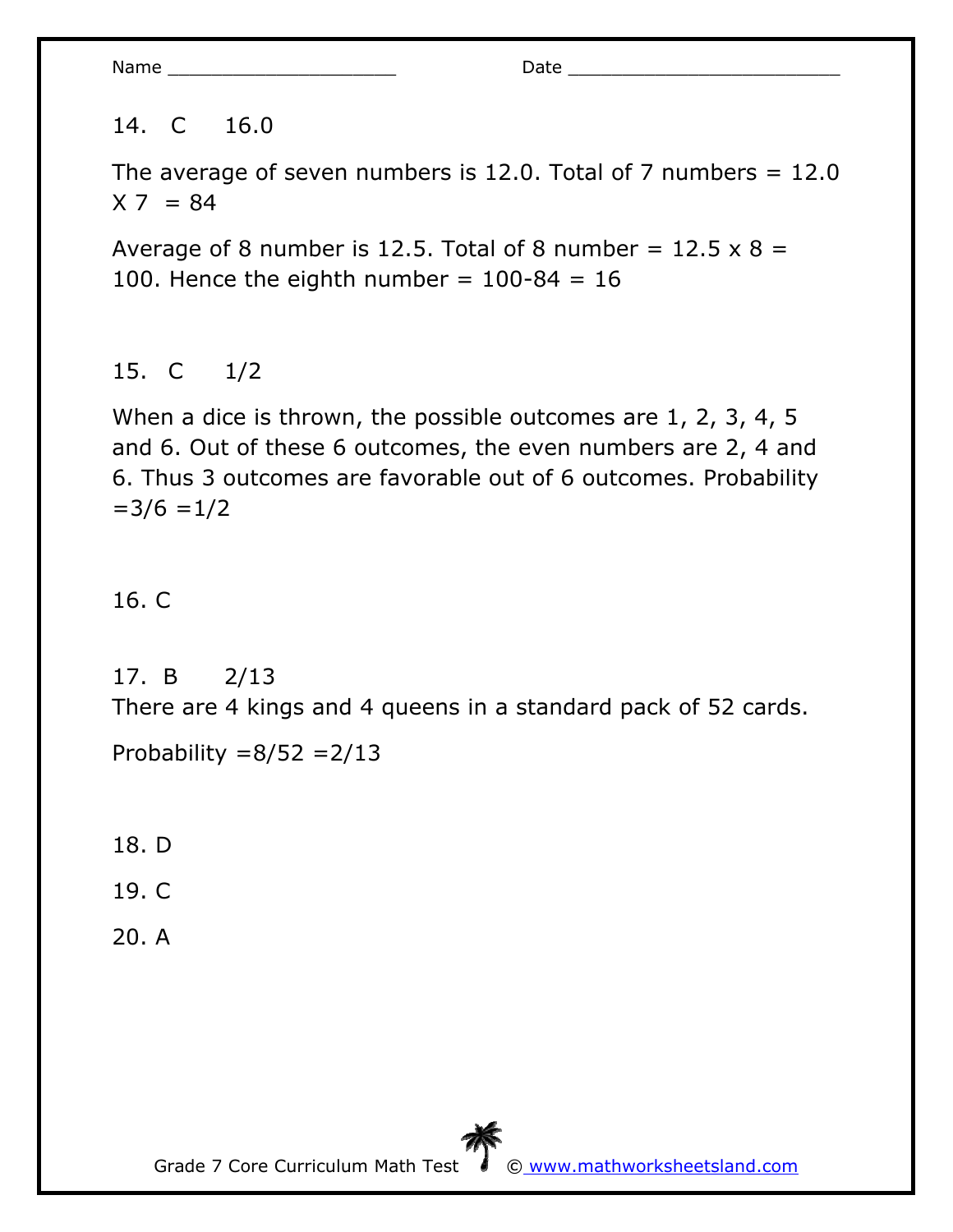Name ____________________ Date ________________________

14. C 16.0

The average of seven numbers is 12.0. Total of 7 numbers = 12.0 X 7 = 84

Average of 8 number is 12.5. Total of 8 number = 12.5 x 8 = 100. Hence the eighth number = 100-84 = 16

15. C 1/2

When a dice is thrown, the possible outcomes are 1, 2, 3, 4, 5 and 6. Out of these 6 outcomes, the even numbers are 2, 4 and 6. Thus 3 outcomes are favorable out of 6 outcomes. Probability =3/6 =1/2

16. C

17. B 2/13
There are 4 kings and 4 queens in a standard pack of 52 cards.

Probability =8/52 =2/13

18. D

19. C

20. A